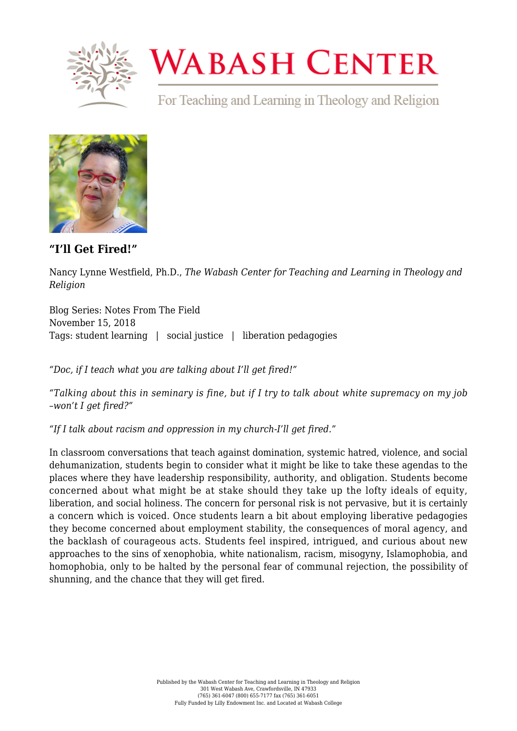# "I'll Get Fired!"

Nancy Lynne Westfield, Ph.D., *The Wabash Center for Teaching and Learning in Theology and Religion*

Blog Series: Notes From The Field
November 15, 2018
Tags: student learning | social justice | liberation pedagogies

*"Doc, if I teach what you are talking about I'll get fired!"*

*"Talking about this in seminary is fine, but if I try to talk about white supremacy on my job –won't I get fired?"*

*"If I talk about racism and oppression in my church-I'll get fired."*

In classroom conversations that teach against domination, systemic hatred, violence, and social dehumanization, students begin to consider what it might be like to take these agendas to the places where they have leadership responsibility, authority, and obligation. Students become concerned about what might be at stake should they take up the lofty ideals of equity, liberation, and social holiness. The concern for personal risk is not pervasive, but it is certainly a concern which is voiced. Once students learn a bit about employing liberative pedagogies they become concerned about employment stability, the consequences of moral agency, and the backlash of courageous acts. Students feel inspired, intrigued, and curious about new approaches to the sins of xenophobia, white nationalism, racism, misogyny, Islamophobia, and homophobia, only to be halted by the personal fear of communal rejection, the possibility of shunning, and the chance that they will get fired.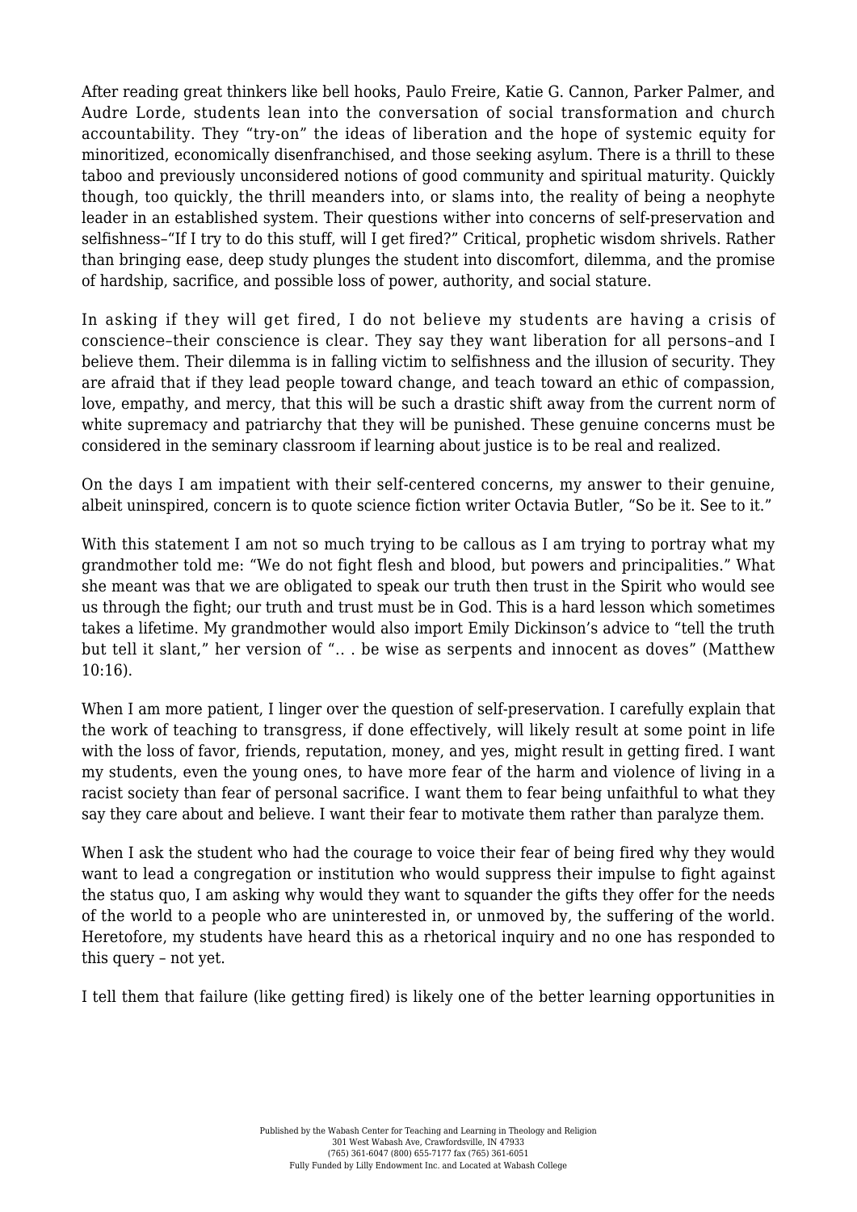After reading great thinkers like bell hooks, Paulo Freire, Katie G. Cannon, Parker Palmer, and Audre Lorde, students lean into the conversation of social transformation and church accountability. They "try-on" the ideas of liberation and the hope of systemic equity for minoritized, economically disenfranchised, and those seeking asylum. There is a thrill to these taboo and previously unconsidered notions of good community and spiritual maturity. Quickly though, too quickly, the thrill meanders into, or slams into, the reality of being a neophyte leader in an established system. Their questions wither into concerns of self-preservation and selfishness–"If I try to do this stuff, will I get fired?" Critical, prophetic wisdom shrivels. Rather than bringing ease, deep study plunges the student into discomfort, dilemma, and the promise of hardship, sacrifice, and possible loss of power, authority, and social stature.

In asking if they will get fired, I do not believe my students are having a crisis of conscience–their conscience is clear. They say they want liberation for all persons–and I believe them. Their dilemma is in falling victim to selfishness and the illusion of security. They are afraid that if they lead people toward change, and teach toward an ethic of compassion, love, empathy, and mercy, that this will be such a drastic shift away from the current norm of white supremacy and patriarchy that they will be punished. These genuine concerns must be considered in the seminary classroom if learning about justice is to be real and realized.

On the days I am impatient with their self-centered concerns, my answer to their genuine, albeit uninspired, concern is to quote science fiction writer Octavia Butler, "So be it. See to it."

With this statement I am not so much trying to be callous as I am trying to portray what my grandmother told me: "We do not fight flesh and blood, but powers and principalities." What she meant was that we are obligated to speak our truth then trust in the Spirit who would see us through the fight; our truth and trust must be in God. This is a hard lesson which sometimes takes a lifetime. My grandmother would also import Emily Dickinson's advice to "tell the truth but tell it slant," her version of ".. . be wise as serpents and innocent as doves" (Matthew 10:16).

When I am more patient, I linger over the question of self-preservation. I carefully explain that the work of teaching to transgress, if done effectively, will likely result at some point in life with the loss of favor, friends, reputation, money, and yes, might result in getting fired. I want my students, even the young ones, to have more fear of the harm and violence of living in a racist society than fear of personal sacrifice. I want them to fear being unfaithful to what they say they care about and believe. I want their fear to motivate them rather than paralyze them.

When I ask the student who had the courage to voice their fear of being fired why they would want to lead a congregation or institution who would suppress their impulse to fight against the status quo, I am asking why would they want to squander the gifts they offer for the needs of the world to a people who are uninterested in, or unmoved by, the suffering of the world. Heretofore, my students have heard this as a rhetorical inquiry and no one has responded to this query – not yet.

I tell them that failure (like getting fired) is likely one of the better learning opportunities in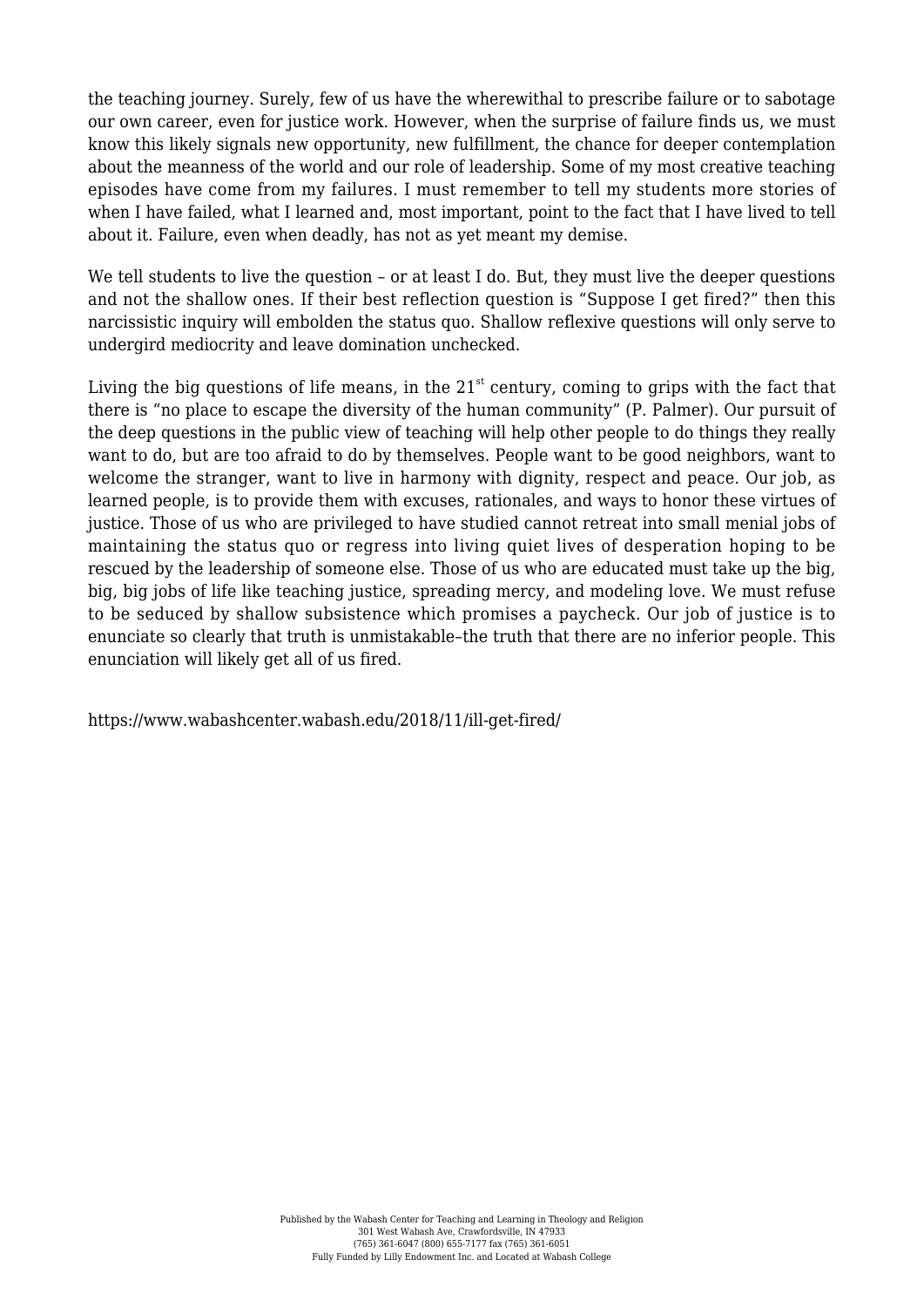the teaching journey. Surely, few of us have the wherewithal to prescribe failure or to sabotage our own career, even for justice work. However, when the surprise of failure finds us, we must know this likely signals new opportunity, new fulfillment, the chance for deeper contemplation about the meanness of the world and our role of leadership. Some of my most creative teaching episodes have come from my failures. I must remember to tell my students more stories of when I have failed, what I learned and, most important, point to the fact that I have lived to tell about it. Failure, even when deadly, has not as yet meant my demise.

We tell students to live the question – or at least I do. But, they must live the deeper questions and not the shallow ones. If their best reflection question is "Suppose I get fired?" then this narcissistic inquiry will embolden the status quo. Shallow reflexive questions will only serve to undergird mediocrity and leave domination unchecked.

Living the big questions of life means, in the 21st century, coming to grips with the fact that there is "no place to escape the diversity of the human community" (P. Palmer). Our pursuit of the deep questions in the public view of teaching will help other people to do things they really want to do, but are too afraid to do by themselves. People want to be good neighbors, want to welcome the stranger, want to live in harmony with dignity, respect and peace. Our job, as learned people, is to provide them with excuses, rationales, and ways to honor these virtues of justice. Those of us who are privileged to have studied cannot retreat into small menial jobs of maintaining the status quo or regress into living quiet lives of desperation hoping to be rescued by the leadership of someone else. Those of us who are educated must take up the big, big, big jobs of life like teaching justice, spreading mercy, and modeling love. We must refuse to be seduced by shallow subsistence which promises a paycheck. Our job of justice is to enunciate so clearly that truth is unmistakable–the truth that there are no inferior people. This enunciation will likely get all of us fired.

https://www.wabashcenter.wabash.edu/2018/11/ill-get-fired/